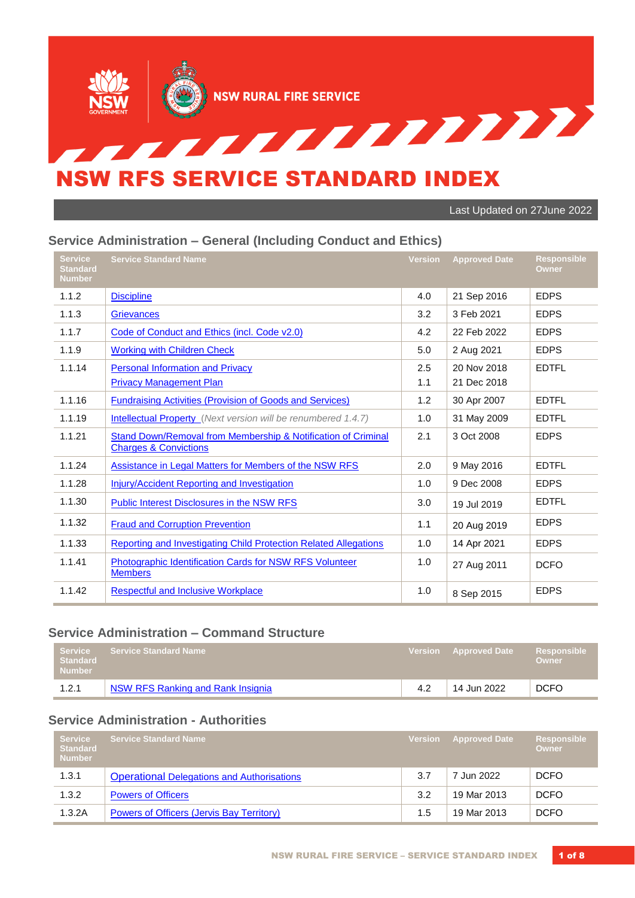NSW RURAL FIRE SERVICE

# NSW RFS SERVICE STANDARD INDEX

Last Updated on 27June 2022

## Service Administration – General (Including Conduct and Ethics)

| Service Standard Number | Service Standard Name | Version | Approved Date | Responsible Owner |
|---|---|---|---|---|
| 1.1.2 | Discipline | 4.0 | 21 Sep 2016 | EDPS |
| 1.1.3 | Grievances | 3.2 | 3 Feb 2021 | EDPS |
| 1.1.7 | Code of Conduct and Ethics (incl. Code v2.0) | 4.2 | 22 Feb 2022 | EDPS |
| 1.1.9 | Working with Children Check | 5.0 | 2 Aug 2021 | EDPS |
| 1.1.14 | Personal Information and Privacy<br>Privacy Management Plan | 2.5<br>1.1 | 20 Nov 2018<br>21 Dec 2018 | EDTFL |
| 1.1.16 | Fundraising Activities (Provision of Goods and Services) | 1.2 | 30 Apr 2007 | EDTFL |
| 1.1.19 | Intellectual Property *(Next version will be renumbered 1.4.7)* | 1.0 | 31 May 2009 | EDTFL |
| 1.1.21 | Stand Down/Removal from Membership & Notification of Criminal Charges & Convictions | 2.1 | 3 Oct 2008 | EDPS |
| 1.1.24 | Assistance in Legal Matters for Members of the NSW RFS | 2.0 | 9 May 2016 | EDTFL |
| 1.1.28 | Injury/Accident Reporting and Investigation | 1.0 | 9 Dec 2008 | EDPS |
| 1.1.30 | Public Interest Disclosures in the NSW RFS | 3.0 | 19 Jul 2019 | EDTFL |
| 1.1.32 | Fraud and Corruption Prevention | 1.1 | 20 Aug 2019 | EDPS |
| 1.1.33 | Reporting and Investigating Child Protection Related Allegations | 1.0 | 14 Apr 2021 | EDPS |
| 1.1.41 | Photographic Identification Cards for NSW RFS Volunteer Members | 1.0 | 27 Aug 2011 | DCFO |
| 1.1.42 | Respectful and Inclusive Workplace | 1.0 | 8 Sep 2015 | EDPS |

## Service Administration – Command Structure

| Service Standard Number | Service Standard Name | Version | Approved Date | Responsible Owner |
|---|---|---|---|---|
| 1.2.1 | NSW RFS Ranking and Rank Insignia | 4.2 | 14 Jun 2022 | DCFO |

## Service Administration - Authorities

| Service Standard Number | Service Standard Name | Version | Approved Date | Responsible Owner |
|---|---|---|---|---|
| 1.3.1 | Operational Delegations and Authorisations | 3.7 | 7 Jun 2022 | DCFO |
| 1.3.2 | Powers of Officers | 3.2 | 19 Mar 2013 | DCFO |
| 1.3.2A | Powers of Officers (Jervis Bay Territory) | 1.5 | 19 Mar 2013 | DCFO |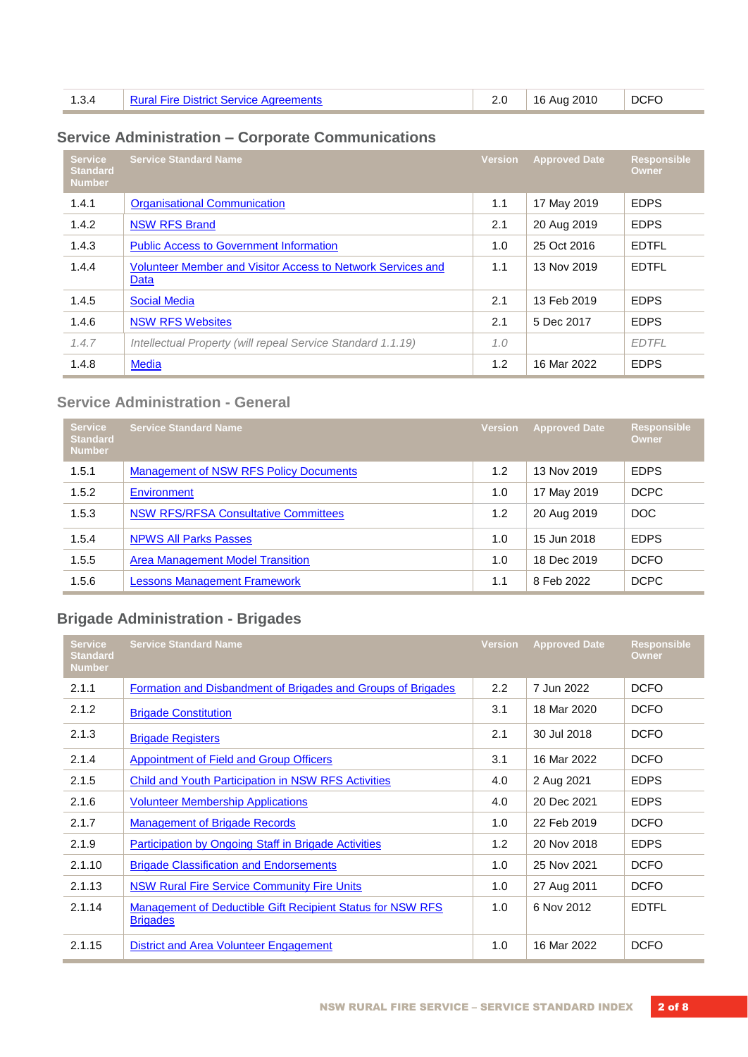| 1.3.4 | Rural Fire District Service Agreements | 2.0 | 16 Aug 2010 | DCFO |
|---|---|---|---|---|

## Service Administration – Corporate Communications

| Service Standard Number | Service Standard Name | Version | Approved Date | Responsible Owner |
|---|---|---|---|---|
| 1.4.1 | Organisational Communication | 1.1 | 17 May 2019 | EDPS |
| 1.4.2 | NSW RFS Brand | 2.1 | 20 Aug 2019 | EDPS |
| 1.4.3 | Public Access to Government Information | 1.0 | 25 Oct 2016 | EDTFL |
| 1.4.4 | Volunteer Member and Visitor Access to Network Services and Data | 1.1 | 13 Nov 2019 | EDTFL |
| 1.4.5 | Social Media | 2.1 | 13 Feb 2019 | EDPS |
| 1.4.6 | NSW RFS Websites | 2.1 | 5 Dec 2017 | EDPS |
| *1.4.7* | *Intellectual Property (will repeal Service Standard 1.1.19)* | *1.0* | | *EDTFL* |
| 1.4.8 | Media | 1.2 | 16 Mar 2022 | EDPS |

## Service Administration - General

| Service Standard Number | Service Standard Name | Version | Approved Date | Responsible Owner |
|---|---|---|---|---|
| 1.5.1 | Management of NSW RFS Policy Documents | 1.2 | 13 Nov 2019 | EDPS |
| 1.5.2 | Environment | 1.0 | 17 May 2019 | DCPC |
| 1.5.3 | NSW RFS/RFSA Consultative Committees | 1.2 | 20 Aug 2019 | DOC |
| 1.5.4 | NPWS All Parks Passes | 1.0 | 15 Jun 2018 | EDPS |
| 1.5.5 | Area Management Model Transition | 1.0 | 18 Dec 2019 | DCFO |
| 1.5.6 | Lessons Management Framework | 1.1 | 8 Feb 2022 | DCPC |

## Brigade Administration - Brigades

| Service Standard Number | Service Standard Name | Version | Approved Date | Responsible Owner |
|---|---|---|---|---|
| 2.1.1 | Formation and Disbandment of Brigades and Groups of Brigades | 2.2 | 7 Jun 2022 | DCFO |
| 2.1.2 | Brigade Constitution | 3.1 | 18 Mar 2020 | DCFO |
| 2.1.3 | Brigade Registers | 2.1 | 30 Jul 2018 | DCFO |
| 2.1.4 | Appointment of Field and Group Officers | 3.1 | 16 Mar 2022 | DCFO |
| 2.1.5 | Child and Youth Participation in NSW RFS Activities | 4.0 | 2 Aug 2021 | EDPS |
| 2.1.6 | Volunteer Membership Applications | 4.0 | 20 Dec 2021 | EDPS |
| 2.1.7 | Management of Brigade Records | 1.0 | 22 Feb 2019 | DCFO |
| 2.1.9 | Participation by Ongoing Staff in Brigade Activities | 1.2 | 20 Nov 2018 | EDPS |
| 2.1.10 | Brigade Classification and Endorsements | 1.0 | 25 Nov 2021 | DCFO |
| 2.1.13 | NSW Rural Fire Service Community Fire Units | 1.0 | 27 Aug 2011 | DCFO |
| 2.1.14 | Management of Deductible Gift Recipient Status for NSW RFS Brigades | 1.0 | 6 Nov 2012 | EDTFL |
| 2.1.15 | District and Area Volunteer Engagement | 1.0 | 16 Mar 2022 | DCFO |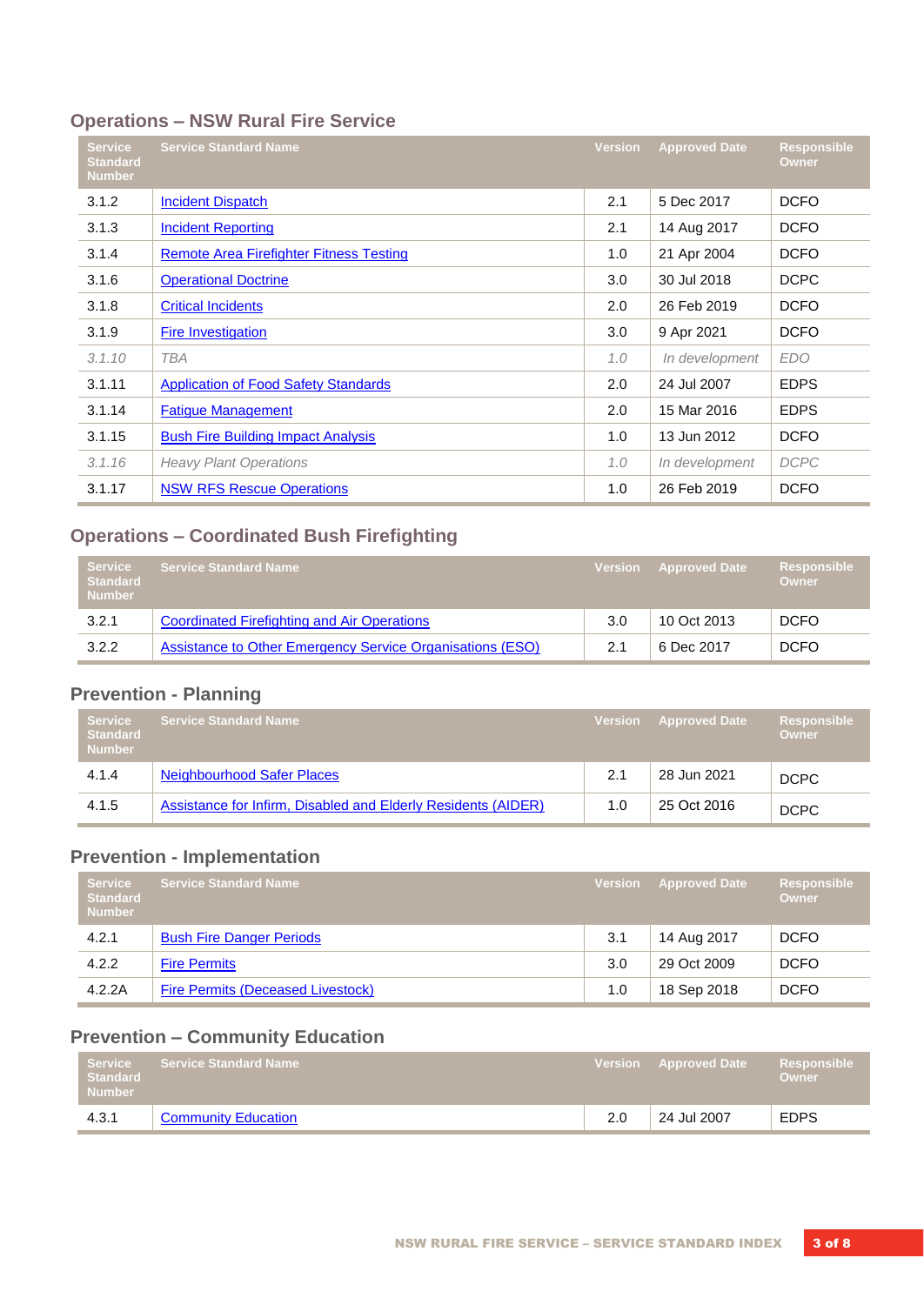## Operations – NSW Rural Fire Service

| Service Standard Number | Service Standard Name | Version | Approved Date | Responsible Owner |
|---|---|---|---|---|
| 3.1.2 | Incident Dispatch | 2.1 | 5 Dec 2017 | DCFO |
| 3.1.3 | Incident Reporting | 2.1 | 14 Aug 2017 | DCFO |
| 3.1.4 | Remote Area Firefighter Fitness Testing | 1.0 | 21 Apr 2004 | DCFO |
| 3.1.6 | Operational Doctrine | 3.0 | 30 Jul 2018 | DCPC |
| 3.1.8 | Critical Incidents | 2.0 | 26 Feb 2019 | DCFO |
| 3.1.9 | Fire Investigation | 3.0 | 9 Apr 2021 | DCFO |
| *3.1.10* | *TBA* | *1.0* | *In development* | *EDO* |
| 3.1.11 | Application of Food Safety Standards | 2.0 | 24 Jul 2007 | EDPS |
| 3.1.14 | Fatigue Management | 2.0 | 15 Mar 2016 | EDPS |
| 3.1.15 | Bush Fire Building Impact Analysis | 1.0 | 13 Jun 2012 | DCFO |
| *3.1.16* | *Heavy Plant Operations* | *1.0* | *In development* | *DCPC* |
| 3.1.17 | NSW RFS Rescue Operations | 1.0 | 26 Feb 2019 | DCFO |

## Operations – Coordinated Bush Firefighting

| Service Standard Number | Service Standard Name | Version | Approved Date | Responsible Owner |
|---|---|---|---|---|
| 3.2.1 | Coordinated Firefighting and Air Operations | 3.0 | 10 Oct 2013 | DCFO |
| 3.2.2 | Assistance to Other Emergency Service Organisations (ESO) | 2.1 | 6 Dec 2017 | DCFO |

## Prevention - Planning

| Service Standard Number | Service Standard Name | Version | Approved Date | Responsible Owner |
|---|---|---|---|---|
| 4.1.4 | Neighbourhood Safer Places | 2.1 | 28 Jun 2021 | DCPC |
| 4.1.5 | Assistance for Infirm, Disabled and Elderly Residents (AIDER) | 1.0 | 25 Oct 2016 | DCPC |

## Prevention - Implementation

| Service Standard Number | Service Standard Name | Version | Approved Date | Responsible Owner |
|---|---|---|---|---|
| 4.2.1 | Bush Fire Danger Periods | 3.1 | 14 Aug 2017 | DCFO |
| 4.2.2 | Fire Permits | 3.0 | 29 Oct 2009 | DCFO |
| 4.2.2A | Fire Permits (Deceased Livestock) | 1.0 | 18 Sep 2018 | DCFO |

## Prevention – Community Education

| Service Standard Number | Service Standard Name | Version | Approved Date | Responsible Owner |
|---|---|---|---|---|
| 4.3.1 | Community Education | 2.0 | 24 Jul 2007 | EDPS |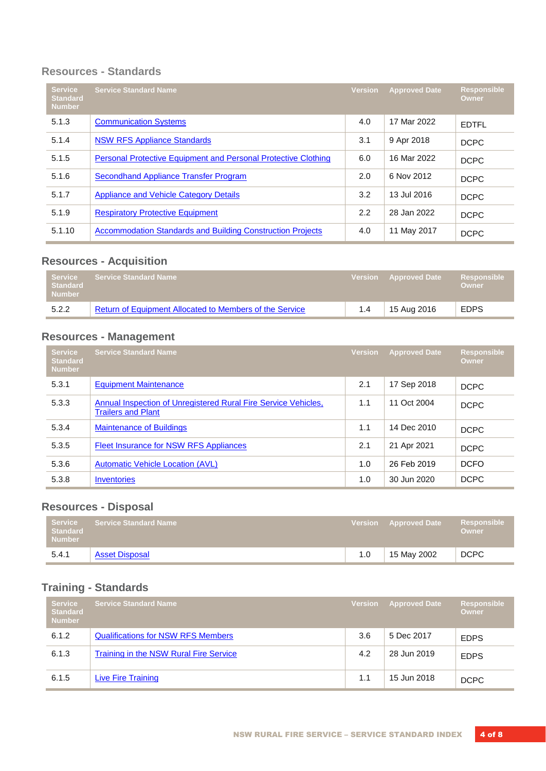## Resources - Standards

| Service Standard Number | Service Standard Name | Version | Approved Date | Responsible Owner |
|---|---|---|---|---|
| 5.1.3 | Communication Systems | 4.0 | 17 Mar 2022 | EDTFL |
| 5.1.4 | NSW RFS Appliance Standards | 3.1 | 9 Apr 2018 | DCPC |
| 5.1.5 | Personal Protective Equipment and Personal Protective Clothing | 6.0 | 16 Mar 2022 | DCPC |
| 5.1.6 | Secondhand Appliance Transfer Program | 2.0 | 6 Nov 2012 | DCPC |
| 5.1.7 | Appliance and Vehicle Category Details | 3.2 | 13 Jul 2016 | DCPC |
| 5.1.9 | Respiratory Protective Equipment | 2.2 | 28 Jan 2022 | DCPC |
| 5.1.10 | Accommodation Standards and Building Construction Projects | 4.0 | 11 May 2017 | DCPC |

## Resources - Acquisition

| Service Standard Number | Service Standard Name | Version | Approved Date | Responsible Owner |
|---|---|---|---|---|
| 5.2.2 | Return of Equipment Allocated to Members of the Service | 1.4 | 15 Aug 2016 | EDPS |

## Resources - Management

| Service Standard Number | Service Standard Name | Version | Approved Date | Responsible Owner |
|---|---|---|---|---|
| 5.3.1 | Equipment Maintenance | 2.1 | 17 Sep 2018 | DCPC |
| 5.3.3 | Annual Inspection of Unregistered Rural Fire Service Vehicles, Trailers and Plant | 1.1 | 11 Oct 2004 | DCPC |
| 5.3.4 | Maintenance of Buildings | 1.1 | 14 Dec 2010 | DCPC |
| 5.3.5 | Fleet Insurance for NSW RFS Appliances | 2.1 | 21 Apr 2021 | DCPC |
| 5.3.6 | Automatic Vehicle Location (AVL) | 1.0 | 26 Feb 2019 | DCFO |
| 5.3.8 | Inventories | 1.0 | 30 Jun 2020 | DCPC |

## Resources - Disposal

| Service Standard Number | Service Standard Name | Version | Approved Date | Responsible Owner |
|---|---|---|---|---|
| 5.4.1 | Asset Disposal | 1.0 | 15 May 2002 | DCPC |

## Training - Standards

| Service Standard Number | Service Standard Name | Version | Approved Date | Responsible Owner |
|---|---|---|---|---|
| 6.1.2 | Qualifications for NSW RFS Members | 3.6 | 5 Dec 2017 | EDPS |
| 6.1.3 | Training in the NSW Rural Fire Service | 4.2 | 28 Jun 2019 | EDPS |
| 6.1.5 | Live Fire Training | 1.1 | 15 Jun 2018 | DCPC |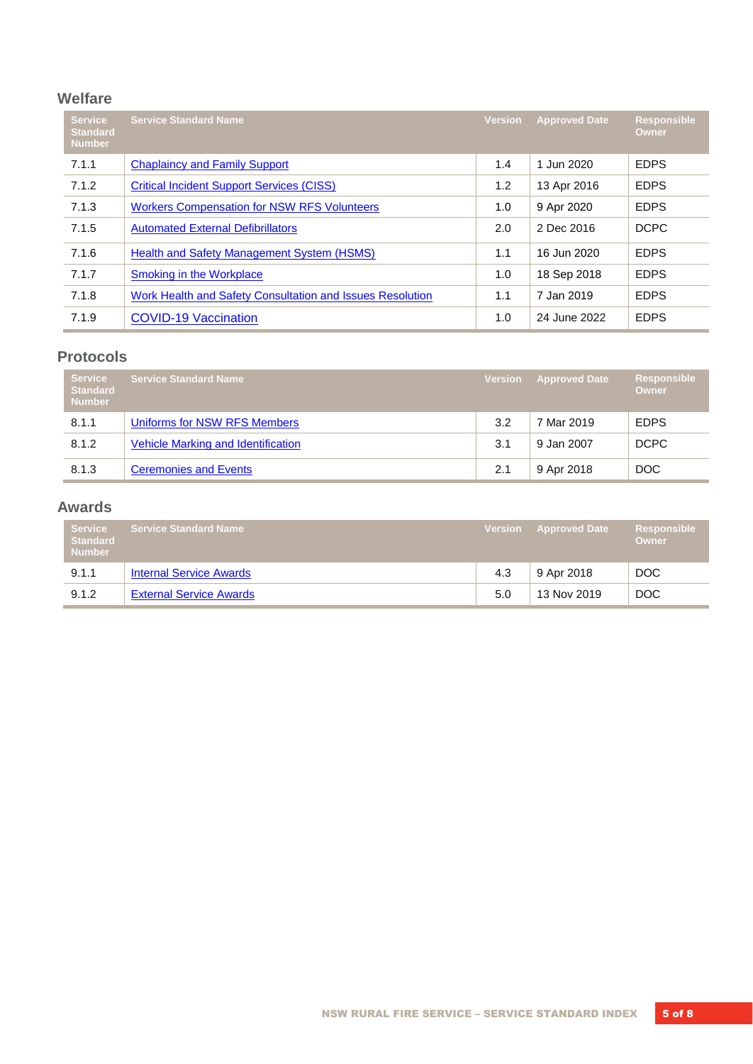## Welfare

| Service Standard Number | Service Standard Name | Version | Approved Date | Responsible Owner |
|---|---|---|---|---|
| 7.1.1 | Chaplaincy and Family Support | 1.4 | 1 Jun 2020 | EDPS |
| 7.1.2 | Critical Incident Support Services (CISS) | 1.2 | 13 Apr 2016 | EDPS |
| 7.1.3 | Workers Compensation for NSW RFS Volunteers | 1.0 | 9 Apr 2020 | EDPS |
| 7.1.5 | Automated External Defibrillators | 2.0 | 2 Dec 2016 | DCPC |
| 7.1.6 | Health and Safety Management System (HSMS) | 1.1 | 16 Jun 2020 | EDPS |
| 7.1.7 | Smoking in the Workplace | 1.0 | 18 Sep 2018 | EDPS |
| 7.1.8 | Work Health and Safety Consultation and Issues Resolution | 1.1 | 7 Jan 2019 | EDPS |
| 7.1.9 | COVID-19 Vaccination | 1.0 | 24 June 2022 | EDPS |

## Protocols

| Service Standard Number | Service Standard Name | Version | Approved Date | Responsible Owner |
|---|---|---|---|---|
| 8.1.1 | Uniforms for NSW RFS Members | 3.2 | 7 Mar 2019 | EDPS |
| 8.1.2 | Vehicle Marking and Identification | 3.1 | 9 Jan 2007 | DCPC |
| 8.1.3 | Ceremonies and Events | 2.1 | 9 Apr 2018 | DOC |

## Awards

| Service Standard Number | Service Standard Name | Version | Approved Date | Responsible Owner |
|---|---|---|---|---|
| 9.1.1 | Internal Service Awards | 4.3 | 9 Apr 2018 | DOC |
| 9.1.2 | External Service Awards | 5.0 | 13 Nov 2019 | DOC |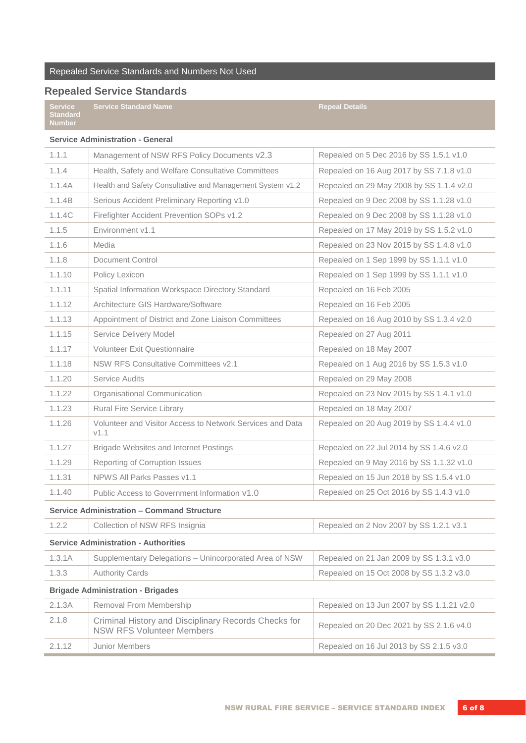Repealed Service Standards and Numbers Not Used

## Repealed Service Standards

| Service Standard Number | Service Standard Name | Repeal Details |
|---|---|---|
| **Service Administration - General** | | |
| 1.1.1 | Management of NSW RFS Policy Documents v2.3 | Repealed on 5 Dec 2016 by SS 1.5.1 v1.0 |
| 1.1.4 | Health, Safety and Welfare Consultative Committees | Repealed on 16 Aug 2017 by SS 7.1.8 v1.0 |
| 1.1.4A | Health and Safety Consultative and Management System v1.2 | Repealed on 29 May 2008 by SS 1.1.4 v2.0 |
| 1.1.4B | Serious Accident Preliminary Reporting v1.0 | Repealed on 9 Dec 2008 by SS 1.1.28 v1.0 |
| 1.1.4C | Firefighter Accident Prevention SOPs v1.2 | Repealed on 9 Dec 2008 by SS 1.1.28 v1.0 |
| 1.1.5 | Environment v1.1 | Repealed on 17 May 2019 by SS 1.5.2 v1.0 |
| 1.1.6 | Media | Repealed on 23 Nov 2015 by SS 1.4.8 v1.0 |
| 1.1.8 | Document Control | Repealed on 1 Sep 1999 by SS 1.1.1 v1.0 |
| 1.1.10 | Policy Lexicon | Repealed on 1 Sep 1999 by SS 1.1.1 v1.0 |
| 1.1.11 | Spatial Information Workspace Directory Standard | Repealed on 16 Feb 2005 |
| 1.1.12 | Architecture GIS Hardware/Software | Repealed on 16 Feb 2005 |
| 1.1.13 | Appointment of District and Zone Liaison Committees | Repealed on 16 Aug 2010 by SS 1.3.4 v2.0 |
| 1.1.15 | Service Delivery Model | Repealed on 27 Aug 2011 |
| 1.1.17 | Volunteer Exit Questionnaire | Repealed on 18 May 2007 |
| 1.1.18 | NSW RFS Consultative Committees v2.1 | Repealed on 1 Aug 2016 by SS 1.5.3 v1.0 |
| 1.1.20 | Service Audits | Repealed on 29 May 2008 |
| 1.1.22 | Organisational Communication | Repealed on 23 Nov 2015 by SS 1.4.1 v1.0 |
| 1.1.23 | Rural Fire Service Library | Repealed on 18 May 2007 |
| 1.1.26 | Volunteer and Visitor Access to Network Services and Data v1.1 | Repealed on 20 Aug 2019 by SS 1.4.4 v1.0 |
| 1.1.27 | Brigade Websites and Internet Postings | Repealed on 22 Jul 2014 by SS 1.4.6 v2.0 |
| 1.1.29 | Reporting of Corruption Issues | Repealed on 9 May 2016 by SS 1.1.32 v1.0 |
| 1.1.31 | NPWS All Parks Passes v1.1 | Repealed on 15 Jun 2018 by SS 1.5.4 v1.0 |
| 1.1.40 | Public Access to Government Information v1.0 | Repealed on 25 Oct 2016 by SS 1.4.3 v1.0 |
| **Service Administration – Command Structure** | | |
| 1.2.2 | Collection of NSW RFS Insignia | Repealed on 2 Nov 2007 by SS 1.2.1 v3.1 |
| **Service Administration - Authorities** | | |
| 1.3.1A | Supplementary Delegations – Unincorporated Area of NSW | Repealed on 21 Jan 2009 by SS 1.3.1 v3.0 |
| 1.3.3 | Authority Cards | Repealed on 15 Oct 2008 by SS 1.3.2 v3.0 |
| **Brigade Administration - Brigades** | | |
| 2.1.3A | Removal From Membership | Repealed on 13 Jun 2007 by SS 1.1.21 v2.0 |
| 2.1.8 | Criminal History and Disciplinary Records Checks for NSW RFS Volunteer Members | Repealed on 20 Dec 2021 by SS 2.1.6 v4.0 |
| 2.1.12 | Junior Members | Repealed on 16 Jul 2013 by SS 2.1.5 v3.0 |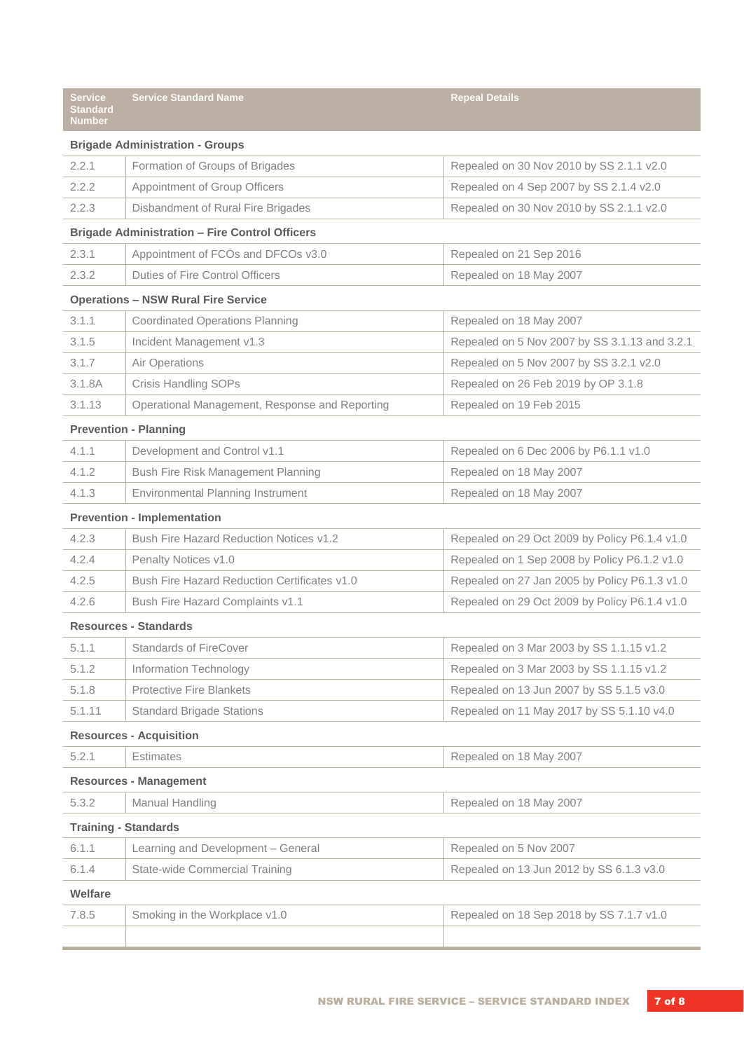| Service Standard Number | Service Standard Name | Repeal Details |
|---|---|---|
| **Brigade Administration - Groups** | | |
| 2.2.1 | Formation of Groups of Brigades | Repealed on 30 Nov 2010 by SS 2.1.1 v2.0 |
| 2.2.2 | Appointment of Group Officers | Repealed on 4 Sep 2007 by SS 2.1.4 v2.0 |
| 2.2.3 | Disbandment of Rural Fire Brigades | Repealed on 30 Nov 2010 by SS 2.1.1 v2.0 |
| **Brigade Administration – Fire Control Officers** | | |
| 2.3.1 | Appointment of FCOs and DFCOs v3.0 | Repealed on 21 Sep 2016 |
| 2.3.2 | Duties of Fire Control Officers | Repealed on 18 May 2007 |
| **Operations – NSW Rural Fire Service** | | |
| 3.1.1 | Coordinated Operations Planning | Repealed on 18 May 2007 |
| 3.1.5 | Incident Management v1.3 | Repealed on 5 Nov 2007 by SS 3.1.13 and 3.2.1 |
| 3.1.7 | Air Operations | Repealed on 5 Nov 2007 by SS 3.2.1 v2.0 |
| 3.1.8A | Crisis Handling SOPs | Repealed on 26 Feb 2019 by OP 3.1.8 |
| 3.1.13 | Operational Management, Response and Reporting | Repealed on 19 Feb 2015 |
| **Prevention - Planning** | | |
| 4.1.1 | Development and Control v1.1 | Repealed on 6 Dec 2006 by P6.1.1 v1.0 |
| 4.1.2 | Bush Fire Risk Management Planning | Repealed on 18 May 2007 |
| 4.1.3 | Environmental Planning Instrument | Repealed on 18 May 2007 |
| **Prevention - Implementation** | | |
| 4.2.3 | Bush Fire Hazard Reduction Notices v1.2 | Repealed on 29 Oct 2009 by Policy P6.1.4 v1.0 |
| 4.2.4 | Penalty Notices v1.0 | Repealed on 1 Sep 2008 by Policy P6.1.2 v1.0 |
| 4.2.5 | Bush Fire Hazard Reduction Certificates v1.0 | Repealed on 27 Jan 2005 by Policy P6.1.3 v1.0 |
| 4.2.6 | Bush Fire Hazard Complaints v1.1 | Repealed on 29 Oct 2009 by Policy P6.1.4 v1.0 |
| **Resources - Standards** | | |
| 5.1.1 | Standards of FireCover | Repealed on 3 Mar 2003 by SS 1.1.15 v1.2 |
| 5.1.2 | Information Technology | Repealed on 3 Mar 2003 by SS 1.1.15 v1.2 |
| 5.1.8 | Protective Fire Blankets | Repealed on 13 Jun 2007 by SS 5.1.5 v3.0 |
| 5.1.11 | Standard Brigade Stations | Repealed on 11 May 2017 by SS 5.1.10 v4.0 |
| **Resources - Acquisition** | | |
| 5.2.1 | Estimates | Repealed on 18 May 2007 |
| **Resources - Management** | | |
| 5.3.2 | Manual Handling | Repealed on 18 May 2007 |
| **Training - Standards** | | |
| 6.1.1 | Learning and Development – General | Repealed on 5 Nov 2007 |
| 6.1.4 | State-wide Commercial Training | Repealed on 13 Jun 2012 by SS 6.1.3 v3.0 |
| **Welfare** | | |
| 7.8.5 | Smoking in the Workplace v1.0 | Repealed on 18 Sep 2018 by SS 7.1.7 v1.0 |
| | | |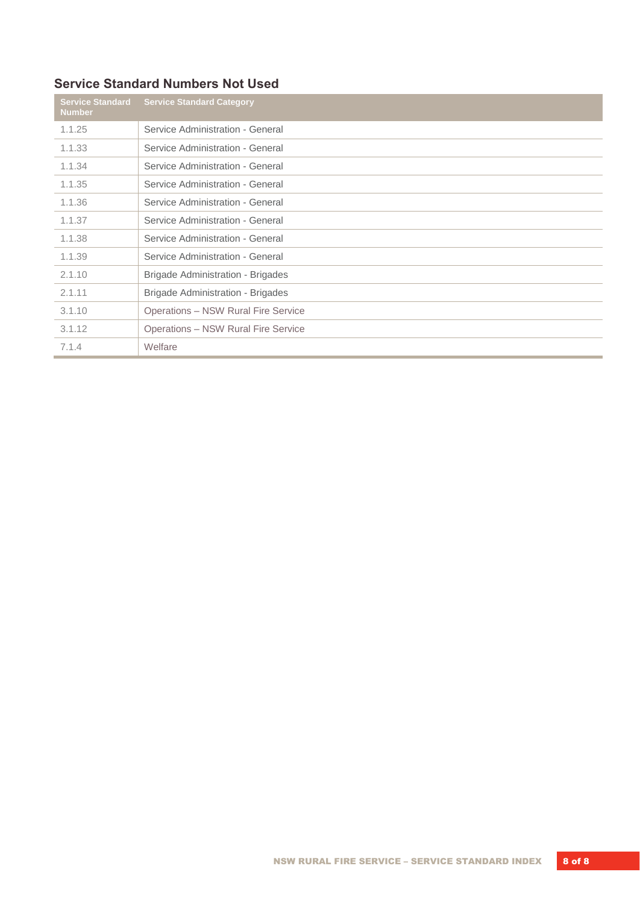## Service Standard Numbers Not Used

| Service Standard Number | Service Standard Category |
|---|---|
| 1.1.25 | Service Administration - General |
| 1.1.33 | Service Administration - General |
| 1.1.34 | Service Administration - General |
| 1.1.35 | Service Administration - General |
| 1.1.36 | Service Administration - General |
| 1.1.37 | Service Administration - General |
| 1.1.38 | Service Administration - General |
| 1.1.39 | Service Administration - General |
| 2.1.10 | Brigade Administration - Brigades |
| 2.1.11 | Brigade Administration - Brigades |
| 3.1.10 | Operations – NSW Rural Fire Service |
| 3.1.12 | Operations – NSW Rural Fire Service |
| 7.1.4 | Welfare |